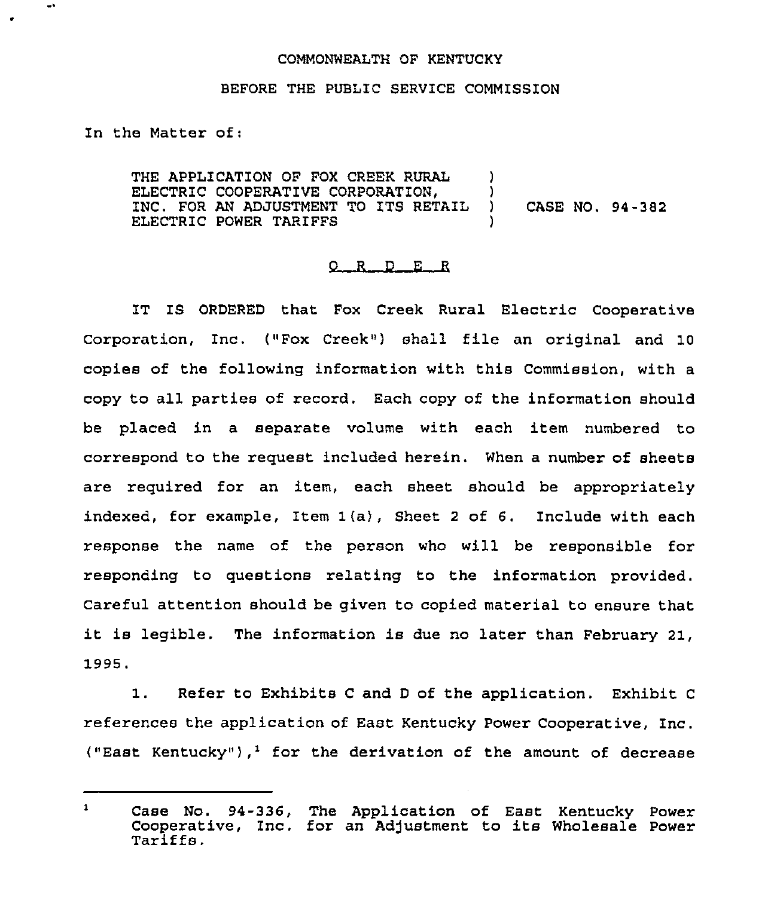COMMONWEALTH OF KENTUCKY

BEFORE THE PUBLIC SERVICE COMMISSION

In the Matter of:

THE APPLICATION OF FOX CREEK RURAL ELECTRIC COOPERATIVE CORPORATION, INC. FOR AN ADJUSTMENT TO ITS RETAIL ELECTRIC POWER TARIFFS ) CASE NO. 94-382

O R D E R

IT IS ORDERED that Fox Creek Rural Electric Cooperative Corporation, Inc. ("Fox Creek") shall file an original and 10 copies of the following information with this Commission, with a copy to all parties of record. Each copy of the information should be placed in a separate volume with each item numbered to correspond to the request included herein. When a number of sheets are required for an item, each sheet should be appropriately indexed, for example, Item 1(a), Sheet 2 of 6. Include with each response the name of the person who will be responsible for responding to questions relating to the information provided. Careful attention should be given to copied material to ensure that it is legible. The information is due no later than February 21, 1995.

1. Refer to Exhibits C and D of the application. Exhibit C references the application of East Kentucky Power Cooperative, Inc. ("East Kentucky"),[1] for the derivation of the amount of decrease

[1] Case No. 94-336, The Application of East Kentucky Power Cooperative, Inc. for an Adjustment to its Wholesale Power Tariffs.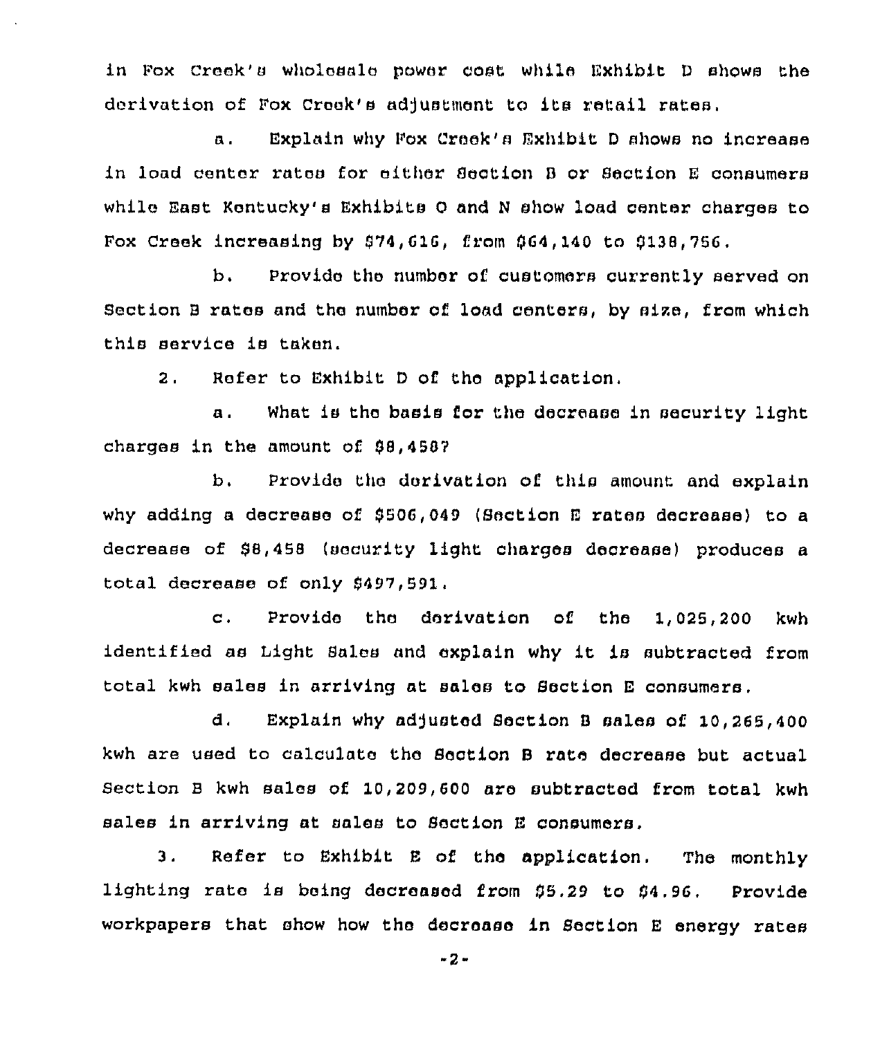in Fox Creek's wholesale power cost while Exhibit D shows the derivation of Fox Creek's adjustment to its retail rates.

a. Explain why Fox Creek's Exhibit D shows no increase in load center rates for either Section B or Section E consumers while East Kentucky's Exhibits O and N show load center charges to Fox Creek increasing by $74,616, from $64,140 to $138,756.

b. Provide the number of customers currently served on Section B rates and the number of load centers, by size, from which this service is taken.

2. Refer to Exhibit D of the application.

a. What is the basis for the decrease in security light charges in the amount of $8,458?

b. Provide the derivation of this amount and explain why adding a decrease of $506,049 (Section E rates decrease) to a decrease of $8,458 (security light charges decrease) produces a total decrease of only $497,591.

c. Provide the derivation of the 1,025,200 kwh identified as Light Sales and explain why it is subtracted from total kwh sales in arriving at sales to Section E consumers.

d. Explain why adjusted Section B sales of 10,265,400 kwh are used to calculate the Section B rate decrease but actual Section B kwh sales of 10,209,600 are subtracted from total kwh sales in arriving at sales to Section E consumers.

3. Refer to Exhibit E of the application. The monthly lighting rate is being decreased from $5.29 to $4.96. Provide workpapers that show how the decrease in Section E energy rates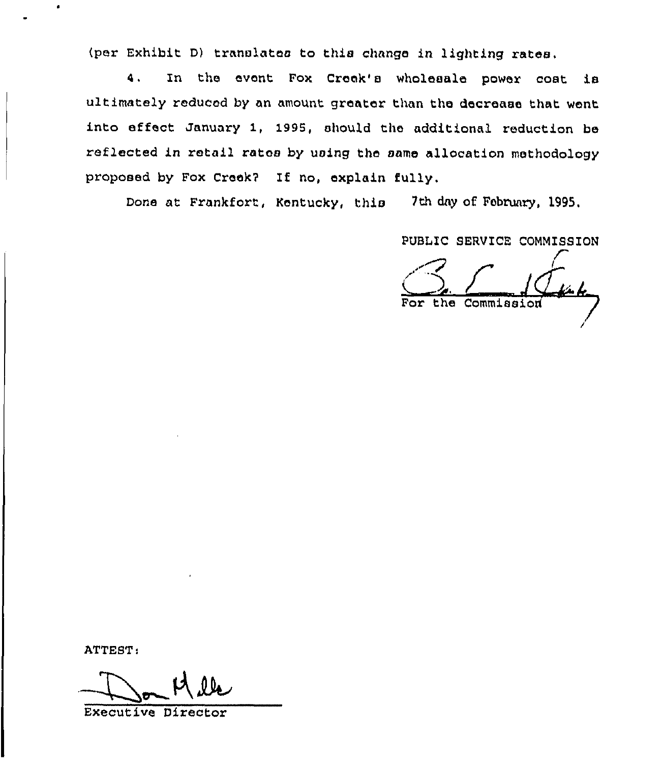(per Exhibit D) translates to this change in lighting rates.

4. In the event Fox Creek's wholesale power cost is ultimately reduced by an amount greater than the decrease that went into effect January 1, 1995, should the additional reduction be reflected in retail rates by using the same allocation methodology proposed by Fox Creek? If no, explain fully.

Done at Frankfort, Kentucky, this 7th day of February, 1995.

PUBLIC SERVICE COMMISSION

For the Commission

ATTEST:

Executive Director